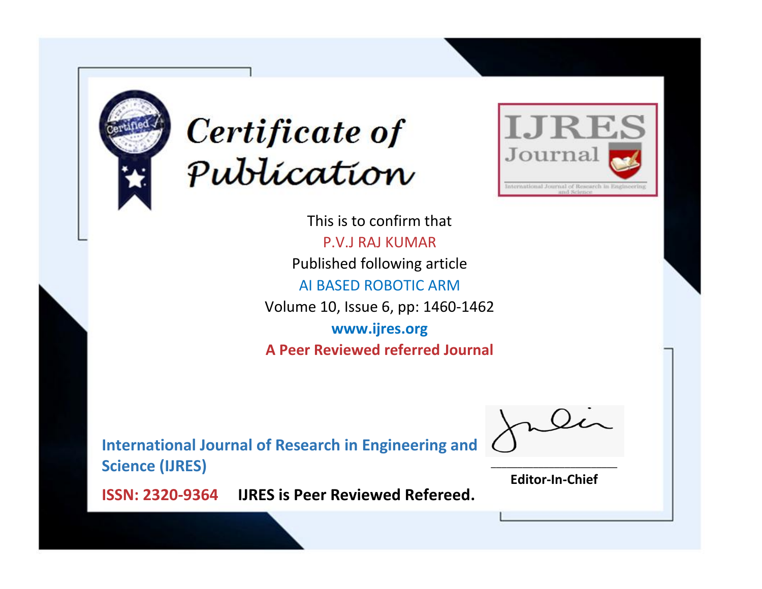# Certificate of Publication

IJRES Journal

International Journal of Research in Engineering and Science

This is to confirm that

P.V.J RAJ KUMAR

Published following article

AI BASED ROBOTIC ARM

Volume 10, Issue 6, pp: 1460-1462

**www.ijres.org**

**A Peer Reviewed referred Journal**

**International Journal of Research in Engineering and Science (IJRES)**

**ISSN: 2320-9364** **IJRES is Peer Reviewed Refereed.**

**Editor-In-Chief**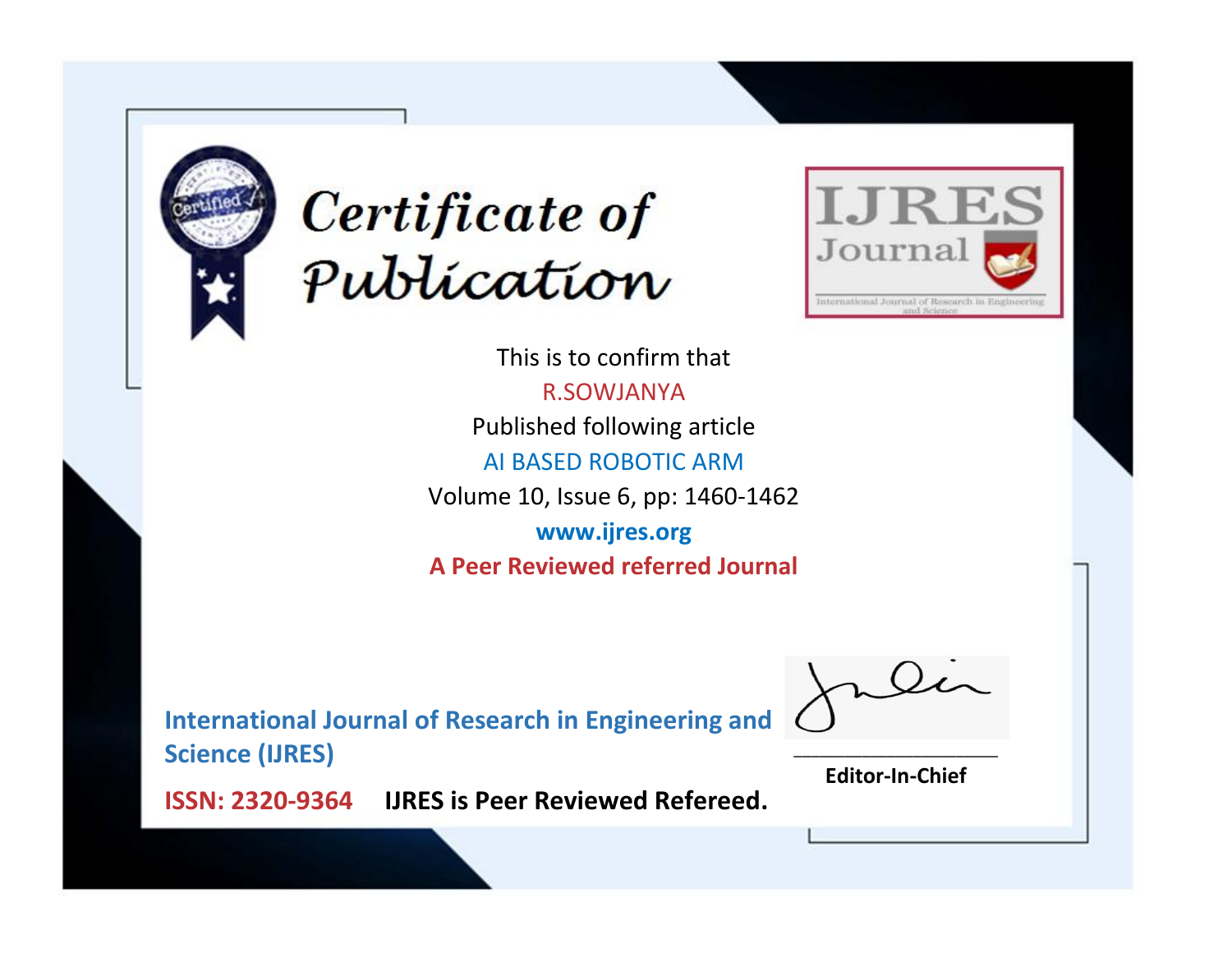# Certificate of Publication

IJRES Journal

International Journal of Research in Engineering and Science

This is to confirm that

R.SOWJANYA

Published following article

AI BASED ROBOTIC ARM

Volume 10, Issue 6, pp: 1460-1462

www.ijres.org

**A Peer Reviewed referred Journal**

**International Journal of Research in Engineering and Science (IJRES)**

**ISSN: 2320-9364** **IJRES is Peer Reviewed Refereed.**

**Editor-In-Chief**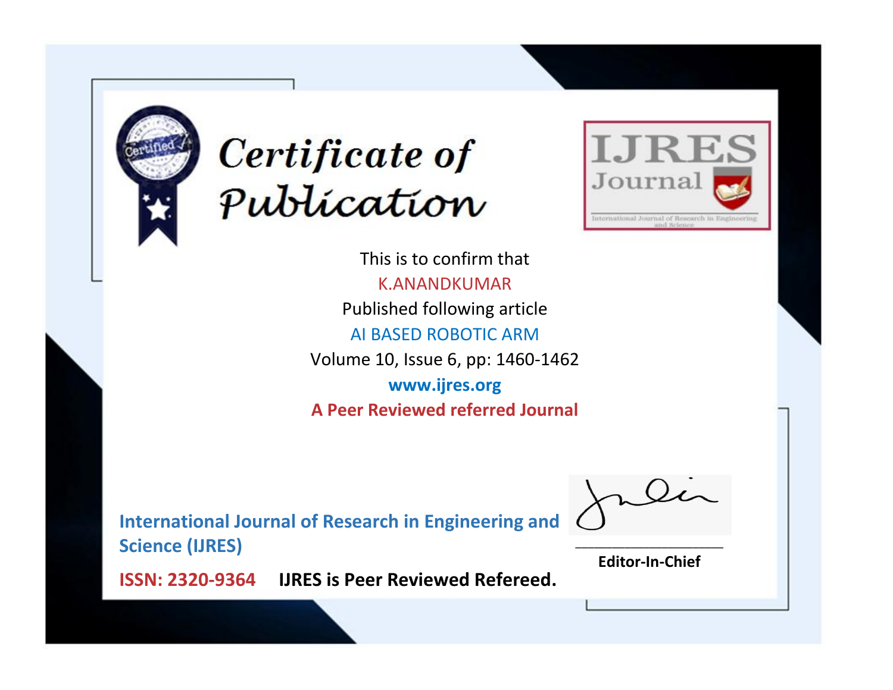# Certificate of Publication

IJRES Journal

International Journal of Research in Engineering and Science

This is to confirm that

K.ANANDKUMAR

Published following article

AI BASED ROBOTIC ARM

Volume 10, Issue 6, pp: 1460-1462

www.ijres.org

**A Peer Reviewed referred Journal**

**International Journal of Research in Engineering and Science (IJRES)**

**ISSN: 2320-9364** **IJRES is Peer Reviewed Refereed.**

**Editor-In-Chief**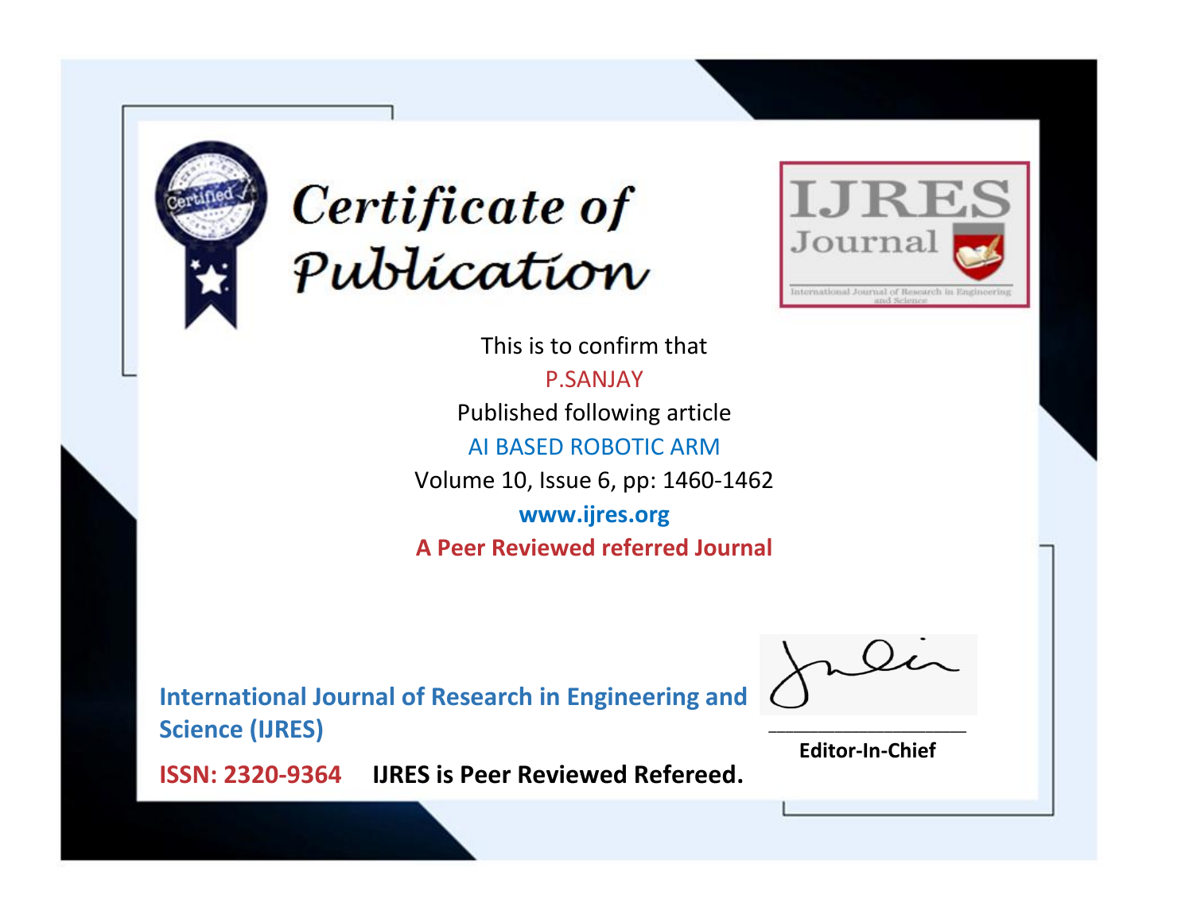# Certificate of Publication

IJRES Journal

International Journal of Research in Engineering and Science

This is to confirm that

P.SANJAY

Published following article

AI BASED ROBOTIC ARM

Volume 10, Issue 6, pp: 1460-1462

www.ijres.org

**A Peer Reviewed referred Journal**

**International Journal of Research in Engineering and Science (IJRES)**

**ISSN: 2320-9364** **IJRES is Peer Reviewed Refereed.**

**Editor-In-Chief**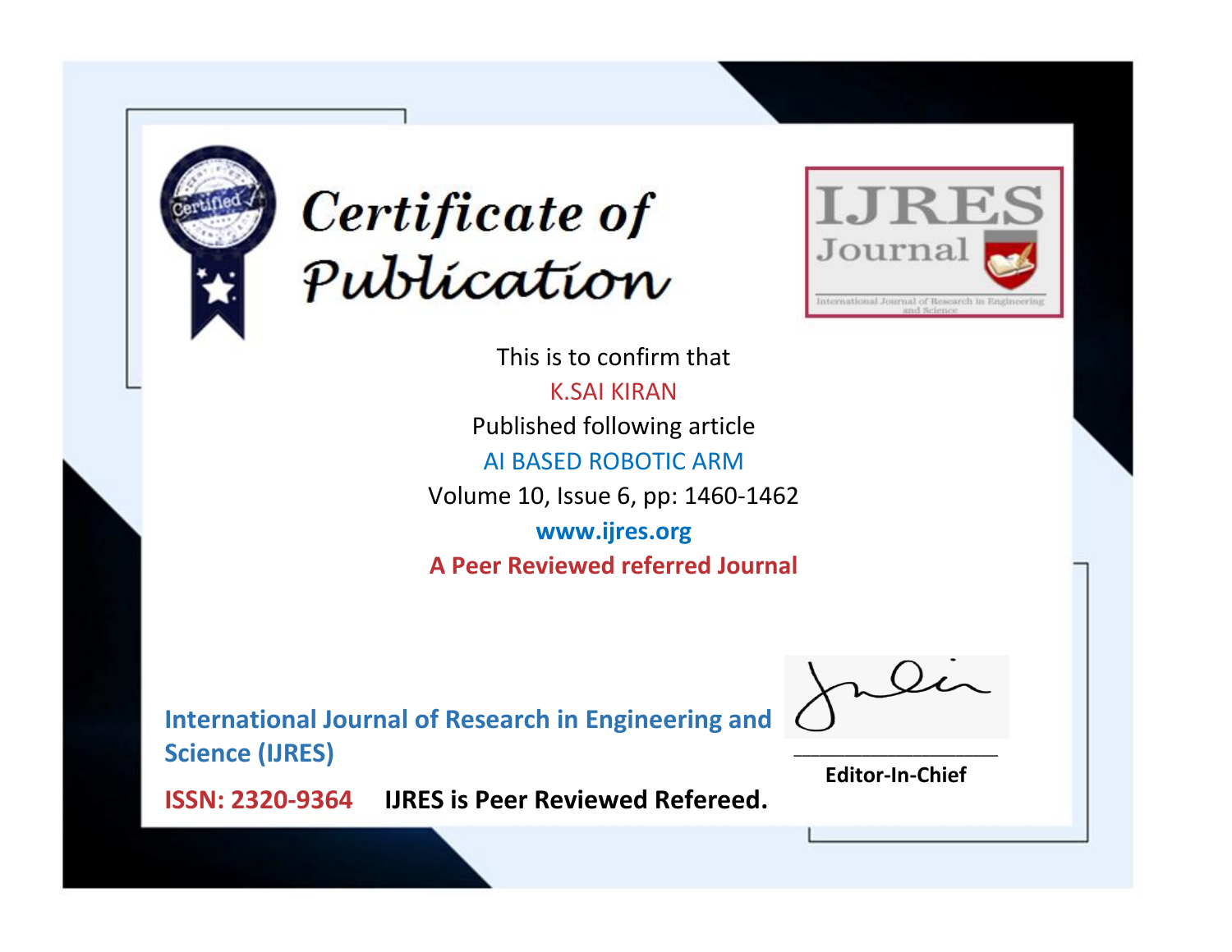# Certificate of Publication

IJRES Journal

International Journal of Research in Engineering and Science

This is to confirm that

K.SAI KIRAN

Published following article

AI BASED ROBOTIC ARM

Volume 10, Issue 6, pp: 1460-1462

**www.ijres.org**

**A Peer Reviewed referred Journal**

**International Journal of Research in Engineering and Science (IJRES)**

**Editor-In-Chief**

**ISSN: 2320-9364** **IJRES is Peer Reviewed Refereed.**